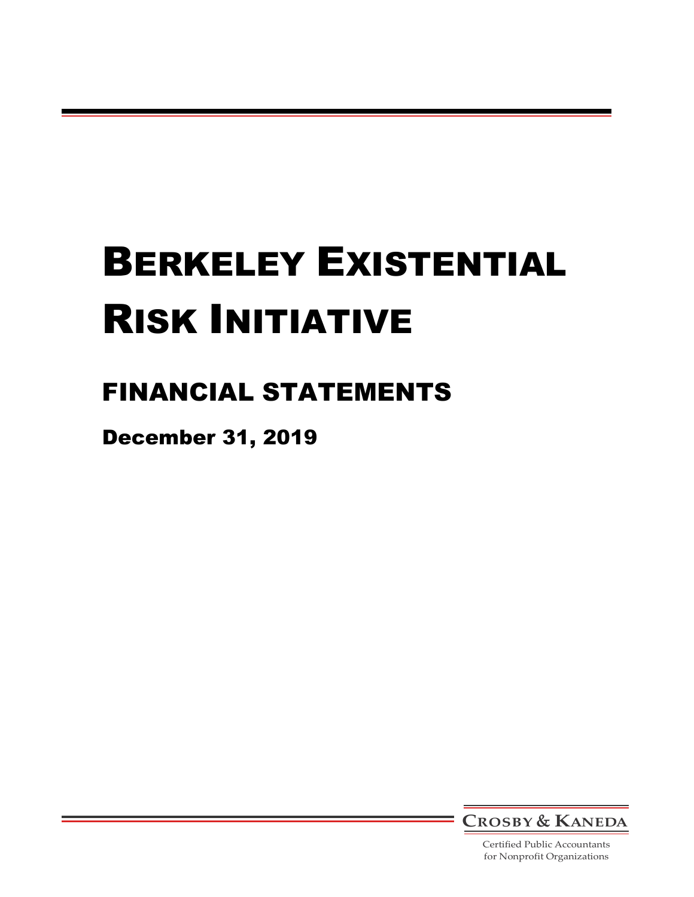# Berkeley Existential Risk Initiative

## FINANCIAL STATEMENTS

### December 31, 2019

Crosby & Kaneda

Certified Public Accountants
for Nonprofit Organizations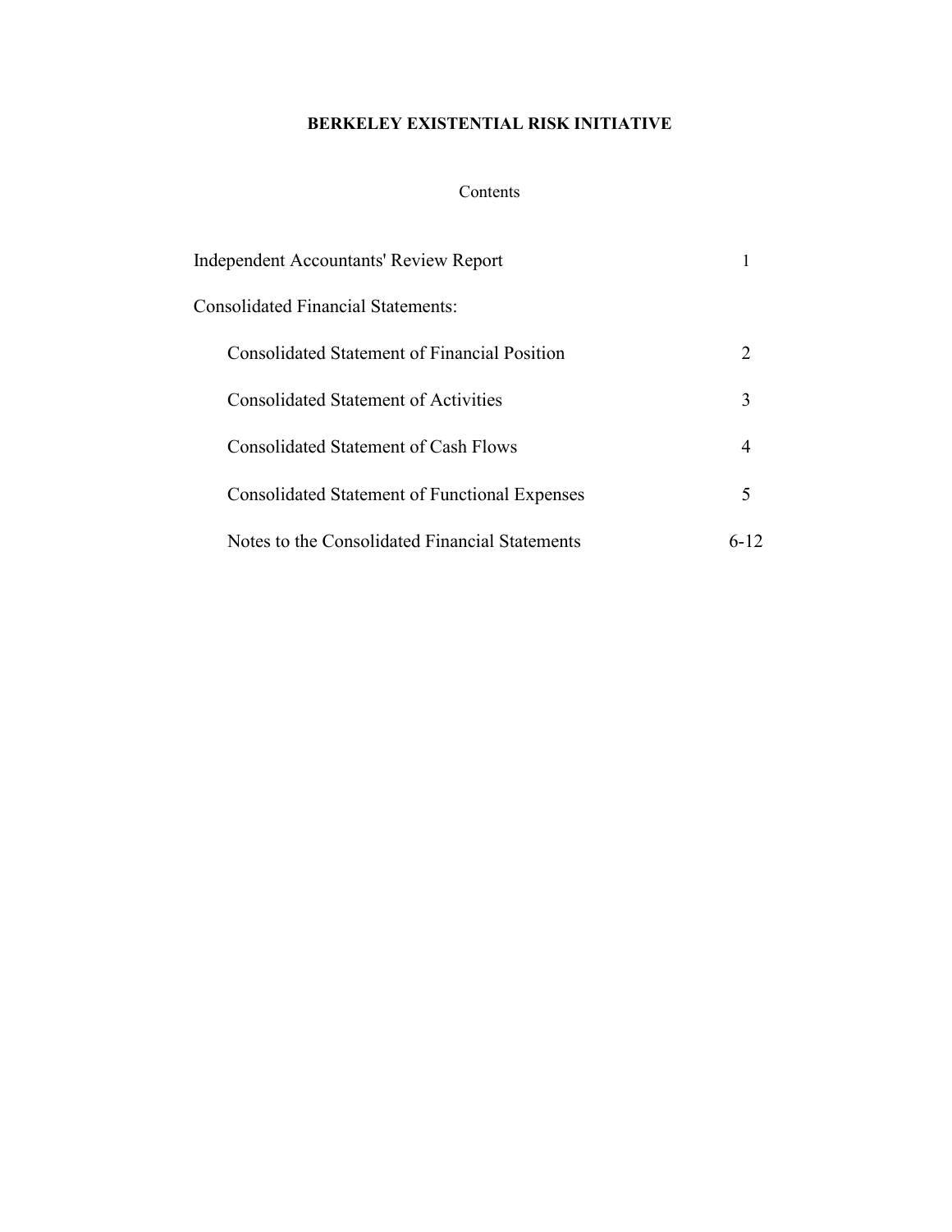# BERKELEY EXISTENTIAL RISK INITIATIVE

Contents

| | |
|---|---|
| Independent Accountants' Review Report | 1 |
| Consolidated Financial Statements: | |
| Consolidated Statement of Financial Position | 2 |
| Consolidated Statement of Activities | 3 |
| Consolidated Statement of Cash Flows | 4 |
| Consolidated Statement of Functional Expenses | 5 |
| Notes to the Consolidated Financial Statements | 6-12 |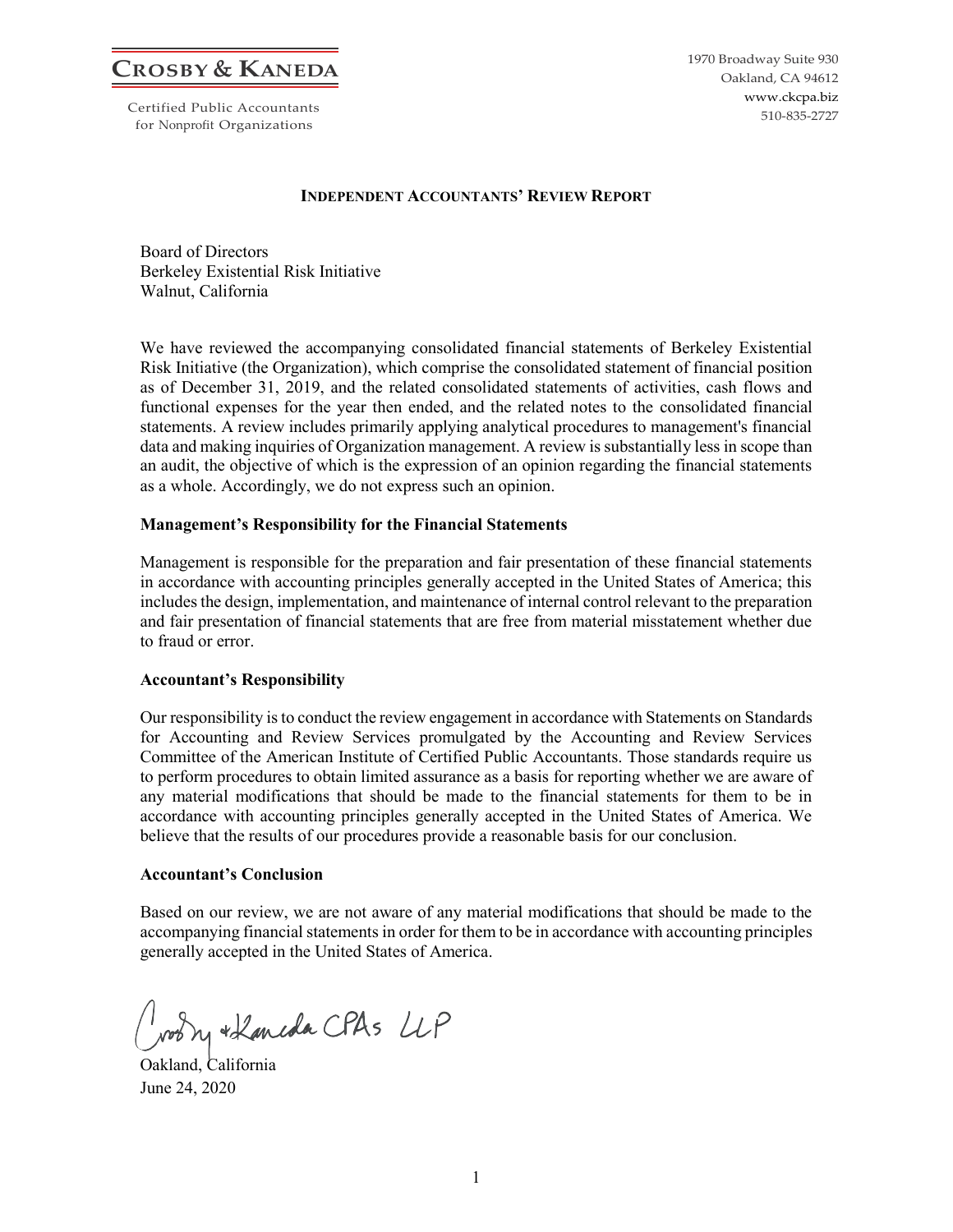**CROSBY & KANEDA**

Certified Public Accountants
for Nonprofit Organizations

1970 Broadway Suite 930
Oakland, CA 94612
www.ckcpa.biz
510-835-2727

## INDEPENDENT ACCOUNTANTS' REVIEW REPORT

Board of Directors
Berkeley Existential Risk Initiative
Walnut, California

We have reviewed the accompanying consolidated financial statements of Berkeley Existential Risk Initiative (the Organization), which comprise the consolidated statement of financial position as of December 31, 2019, and the related consolidated statements of activities, cash flows and functional expenses for the year then ended, and the related notes to the consolidated financial statements. A review includes primarily applying analytical procedures to management's financial data and making inquiries of Organization management. A review is substantially less in scope than an audit, the objective of which is the expression of an opinion regarding the financial statements as a whole. Accordingly, we do not express such an opinion.

### Management's Responsibility for the Financial Statements

Management is responsible for the preparation and fair presentation of these financial statements in accordance with accounting principles generally accepted in the United States of America; this includes the design, implementation, and maintenance of internal control relevant to the preparation and fair presentation of financial statements that are free from material misstatement whether due to fraud or error.

### Accountant's Responsibility

Our responsibility is to conduct the review engagement in accordance with Statements on Standards for Accounting and Review Services promulgated by the Accounting and Review Services Committee of the American Institute of Certified Public Accountants. Those standards require us to perform procedures to obtain limited assurance as a basis for reporting whether we are aware of any material modifications that should be made to the financial statements for them to be in accordance with accounting principles generally accepted in the United States of America. We believe that the results of our procedures provide a reasonable basis for our conclusion.

### Accountant's Conclusion

Based on our review, we are not aware of any material modifications that should be made to the accompanying financial statements in order for them to be in accordance with accounting principles generally accepted in the United States of America.

Crosby & Kaneda CPAs LLP

Oakland, California
June 24, 2020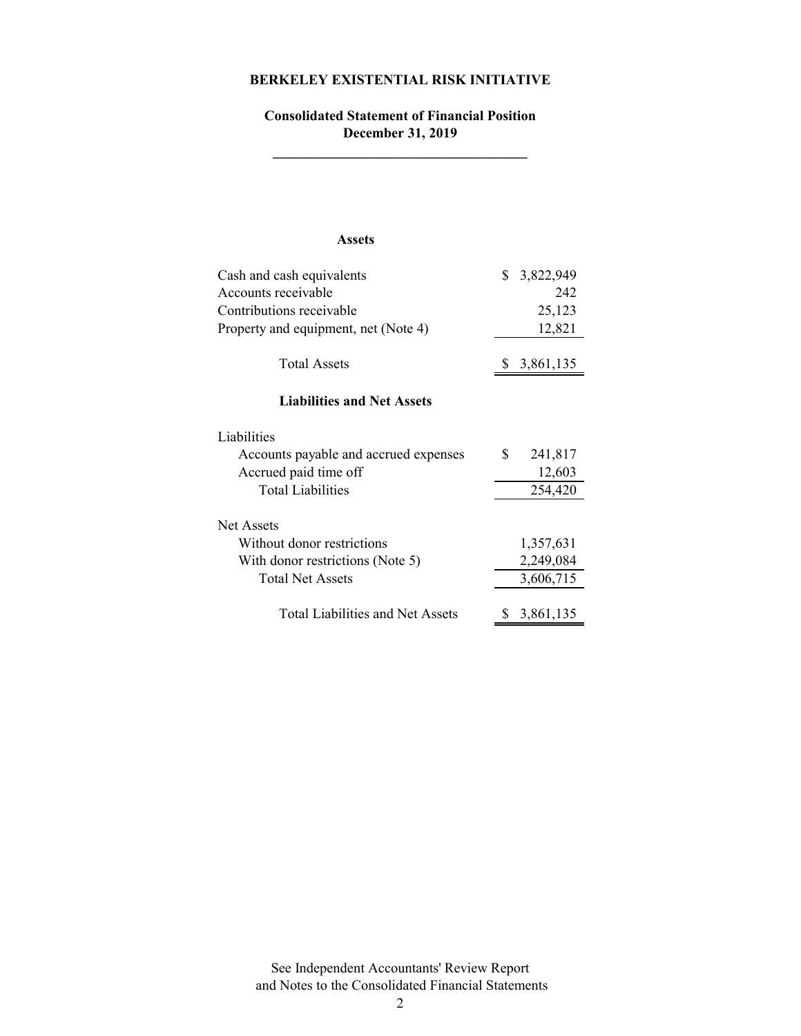**BERKELEY EXISTENTIAL RISK INITIATIVE**

**Consolidated Statement of Financial Position**
**December 31, 2019**

| **Assets** | |
| --- | --- |
| Cash and cash equivalents | $ 3,822,949 |
| Accounts receivable | 242 |
| Contributions receivable | 25,123 |
| Property and equipment, net (Note 4) | 12,821 |
| Total Assets | $ 3,861,135 |
| **Liabilities and Net Assets** | |
| Liabilities | |
| Accounts payable and accrued expenses | $ 241,817 |
| Accrued paid time off | 12,603 |
| Total Liabilities | 254,420 |
| Net Assets | |
| Without donor restrictions | 1,357,631 |
| With donor restrictions (Note 5) | 2,249,084 |
| Total Net Assets | 3,606,715 |
| Total Liabilities and Net Assets | $ 3,861,135 |

See Independent Accountants' Review Report
and Notes to the Consolidated Financial Statements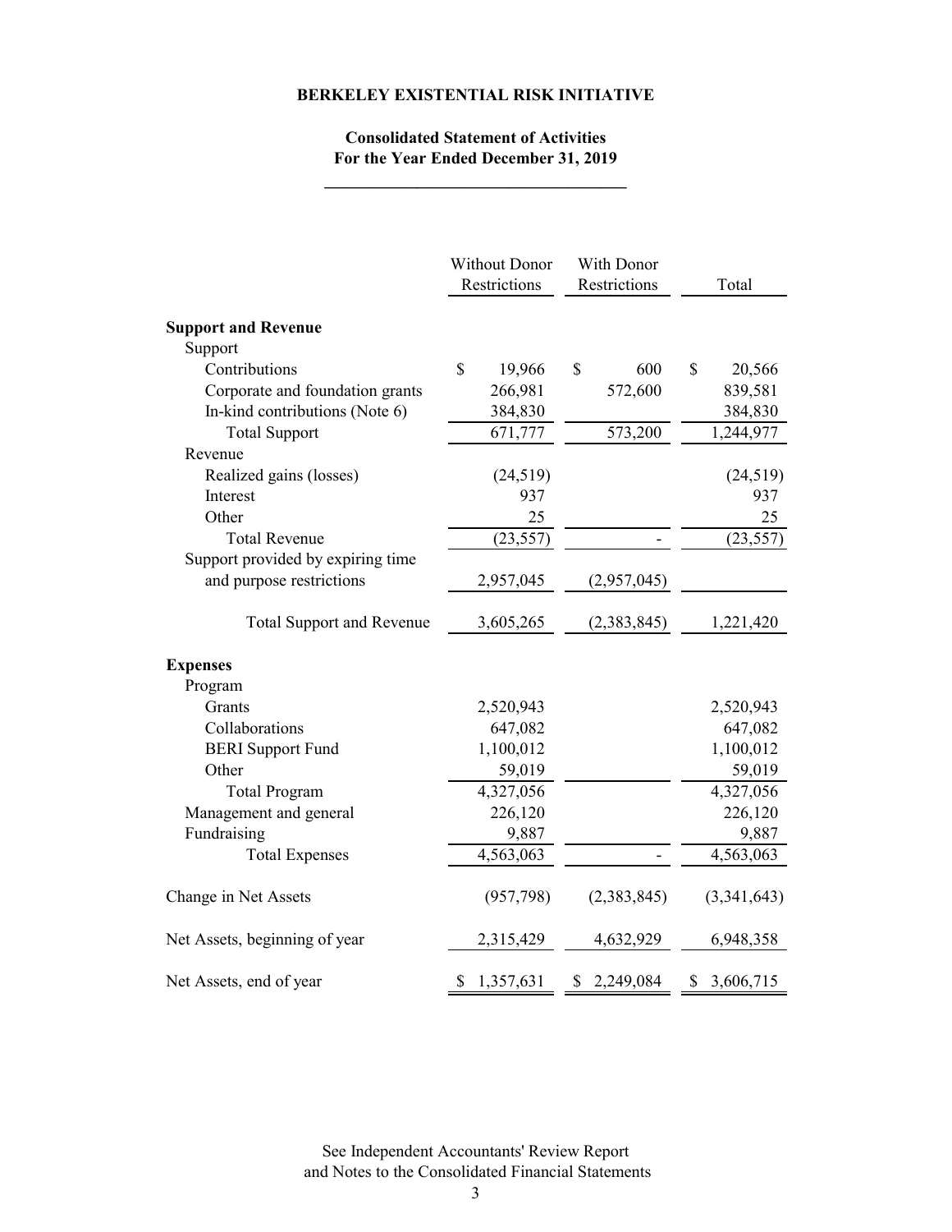**BERKELEY EXISTENTIAL RISK INITIATIVE**

**Consolidated Statement of Activities**
**For the Year Ended December 31, 2019**

| | Without Donor Restrictions | With Donor Restrictions | Total |
|---|---|---|---|
| **Support and Revenue** | | | |
| Support | | | |
| Contributions | $ 19,966 | $ 600 | $ 20,566 |
| Corporate and foundation grants | 266,981 | 572,600 | 839,581 |
| In-kind contributions (Note 6) | 384,830 | | 384,830 |
| Total Support | 671,777 | 573,200 | 1,244,977 |
| Revenue | | | |
| Realized gains (losses) | (24,519) | | (24,519) |
| Interest | 937 | | 937 |
| Other | 25 | | 25 |
| Total Revenue | (23,557) | - | (23,557) |
| Support provided by expiring time and purpose restrictions | 2,957,045 | (2,957,045) | |
| Total Support and Revenue | 3,605,265 | (2,383,845) | 1,221,420 |
| **Expenses** | | | |
| Program | | | |
| Grants | 2,520,943 | | 2,520,943 |
| Collaborations | 647,082 | | 647,082 |
| BERI Support Fund | 1,100,012 | | 1,100,012 |
| Other | 59,019 | | 59,019 |
| Total Program | 4,327,056 | | 4,327,056 |
| Management and general | 226,120 | | 226,120 |
| Fundraising | 9,887 | | 9,887 |
| Total Expenses | 4,563,063 | - | 4,563,063 |
| Change in Net Assets | (957,798) | (2,383,845) | (3,341,643) |
| Net Assets, beginning of year | 2,315,429 | 4,632,929 | 6,948,358 |
| Net Assets, end of year | $ 1,357,631 | $ 2,249,084 | $ 3,606,715 |

See Independent Accountants' Review Report
and Notes to the Consolidated Financial Statements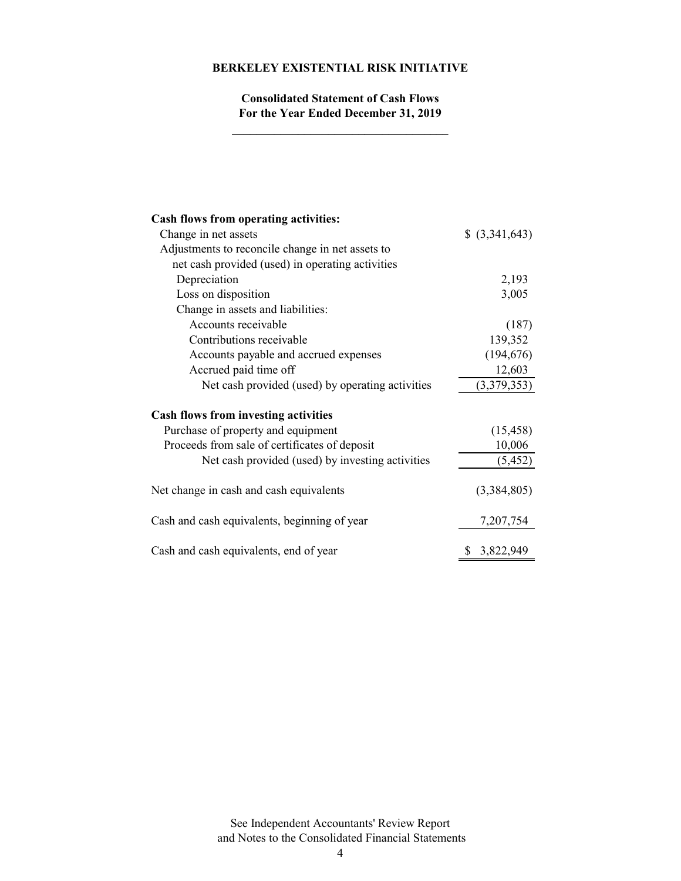**BERKELEY EXISTENTIAL RISK INITIATIVE**

**Consolidated Statement of Cash Flows**
**For the Year Ended December 31, 2019**

| | |
|---|---|
| **Cash flows from operating activities:** | |
| Change in net assets | $ (3,341,643) |
| Adjustments to reconcile change in net assets to net cash provided (used) in operating activities | |
| Depreciation | 2,193 |
| Loss on disposition | 3,005 |
| Change in assets and liabilities: | |
| Accounts receivable | (187) |
| Contributions receivable | 139,352 |
| Accounts payable and accrued expenses | (194,676) |
| Accrued paid time off | 12,603 |
| Net cash provided (used) by operating activities | (3,379,353) |
| **Cash flows from investing activities** | |
| Purchase of property and equipment | (15,458) |
| Proceeds from sale of certificates of deposit | 10,006 |
| Net cash provided (used) by investing activities | (5,452) |
| Net change in cash and cash equivalents | (3,384,805) |
| Cash and cash equivalents, beginning of year | 7,207,754 |
| Cash and cash equivalents, end of year | $ 3,822,949 |

See Independent Accountants' Review Report
and Notes to the Consolidated Financial Statements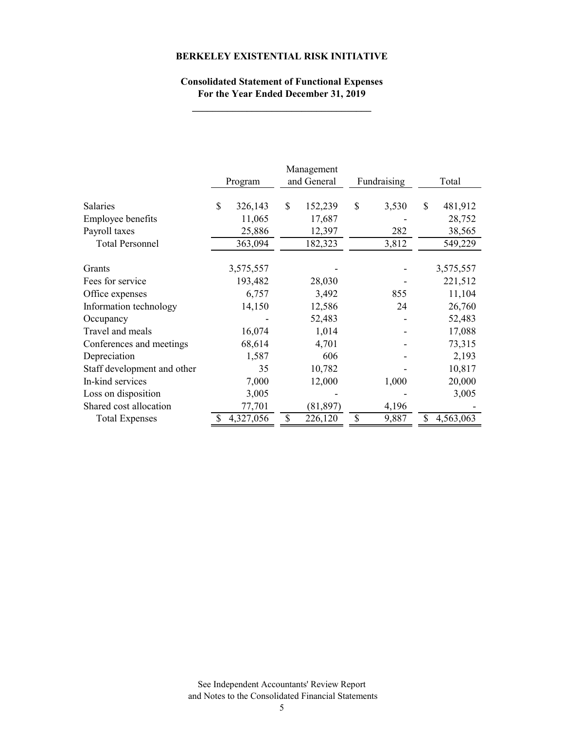**BERKELEY EXISTENTIAL RISK INITIATIVE**

**Consolidated Statement of Functional Expenses**
**For the Year Ended December 31, 2019**

| | Program | Management and General | Fundraising | Total |
|---|---|---|---|---|
| Salaries | $ 326,143 | $ 152,239 | $ 3,530 | $ 481,912 |
| Employee benefits | 11,065 | 17,687 | - | 28,752 |
| Payroll taxes | 25,886 | 12,397 | 282 | 38,565 |
| Total Personnel | 363,094 | 182,323 | 3,812 | 549,229 |
| Grants | 3,575,557 | - | - | 3,575,557 |
| Fees for service | 193,482 | 28,030 | - | 221,512 |
| Office expenses | 6,757 | 3,492 | 855 | 11,104 |
| Information technology | 14,150 | 12,586 | 24 | 26,760 |
| Occupancy | - | 52,483 | - | 52,483 |
| Travel and meals | 16,074 | 1,014 | - | 17,088 |
| Conferences and meetings | 68,614 | 4,701 | - | 73,315 |
| Depreciation | 1,587 | 606 | - | 2,193 |
| Staff development and other | 35 | 10,782 | - | 10,817 |
| In-kind services | 7,000 | 12,000 | 1,000 | 20,000 |
| Loss on disposition | 3,005 | - | - | 3,005 |
| Shared cost allocation | 77,701 | (81,897) | 4,196 | - |
| Total Expenses | $ 4,327,056 | $ 226,120 | $ 9,887 | $ 4,563,063 |

See Independent Accountants' Review Report
and Notes to the Consolidated Financial Statements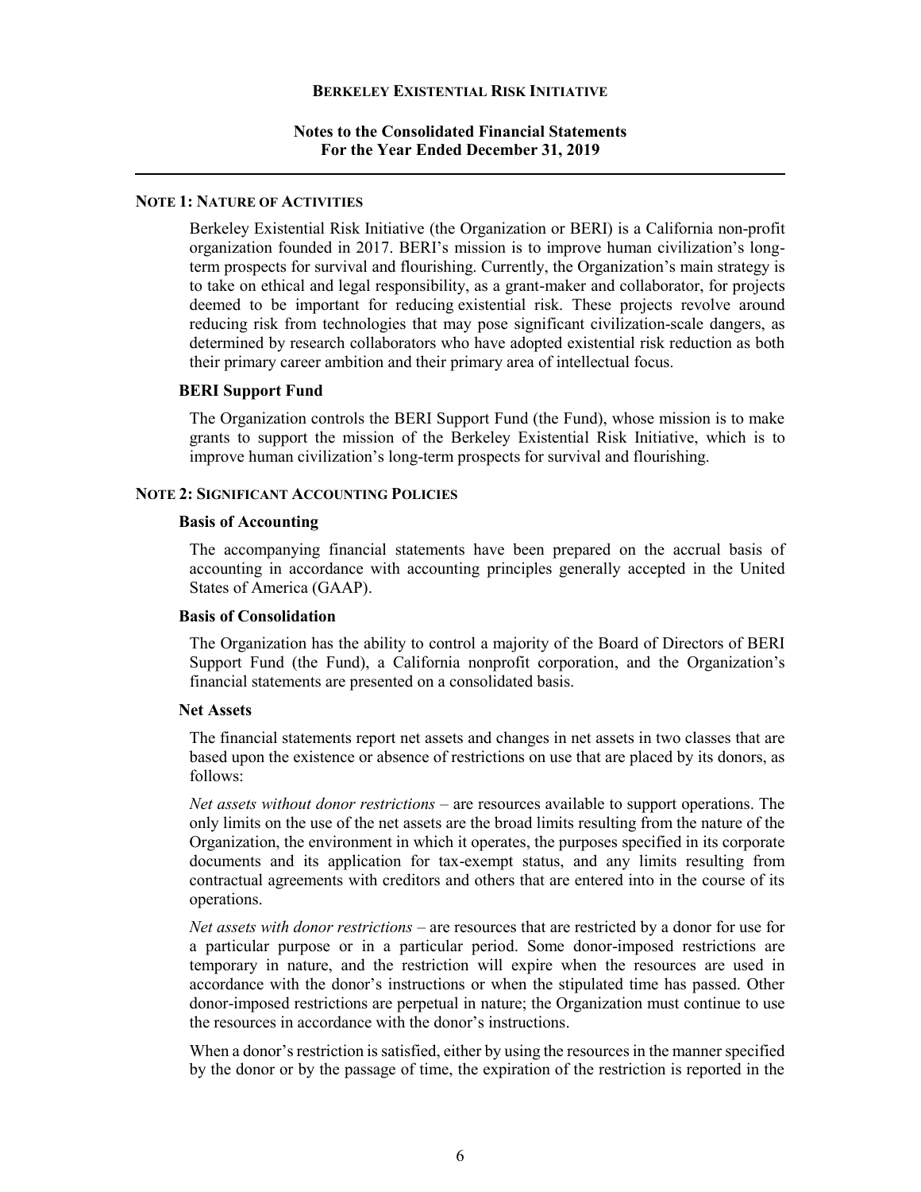# BERKELEY EXISTENTIAL RISK INITIATIVE

## Notes to the Consolidated Financial Statements
## For the Year Ended December 31, 2019

### NOTE 1: NATURE OF ACTIVITIES

Berkeley Existential Risk Initiative (the Organization or BERI) is a California non-profit organization founded in 2017. BERI's mission is to improve human civilization's long-term prospects for survival and flourishing. Currently, the Organization's main strategy is to take on ethical and legal responsibility, as a grant-maker and collaborator, for projects deemed to be important for reducing existential risk. These projects revolve around reducing risk from technologies that may pose significant civilization-scale dangers, as determined by research collaborators who have adopted existential risk reduction as both their primary career ambition and their primary area of intellectual focus.

**BERI Support Fund**

The Organization controls the BERI Support Fund (the Fund), whose mission is to make grants to support the mission of the Berkeley Existential Risk Initiative, which is to improve human civilization's long-term prospects for survival and flourishing.

### NOTE 2: SIGNIFICANT ACCOUNTING POLICIES

**Basis of Accounting**

The accompanying financial statements have been prepared on the accrual basis of accounting in accordance with accounting principles generally accepted in the United States of America (GAAP).

**Basis of Consolidation**

The Organization has the ability to control a majority of the Board of Directors of BERI Support Fund (the Fund), a California nonprofit corporation, and the Organization's financial statements are presented on a consolidated basis.

**Net Assets**

The financial statements report net assets and changes in net assets in two classes that are based upon the existence or absence of restrictions on use that are placed by its donors, as follows:

*Net assets without donor restrictions* – are resources available to support operations. The only limits on the use of the net assets are the broad limits resulting from the nature of the Organization, the environment in which it operates, the purposes specified in its corporate documents and its application for tax-exempt status, and any limits resulting from contractual agreements with creditors and others that are entered into in the course of its operations.

*Net assets with donor restrictions* – are resources that are restricted by a donor for use for a particular purpose or in a particular period. Some donor-imposed restrictions are temporary in nature, and the restriction will expire when the resources are used in accordance with the donor's instructions or when the stipulated time has passed. Other donor-imposed restrictions are perpetual in nature; the Organization must continue to use the resources in accordance with the donor's instructions.

When a donor's restriction is satisfied, either by using the resources in the manner specified by the donor or by the passage of time, the expiration of the restriction is reported in the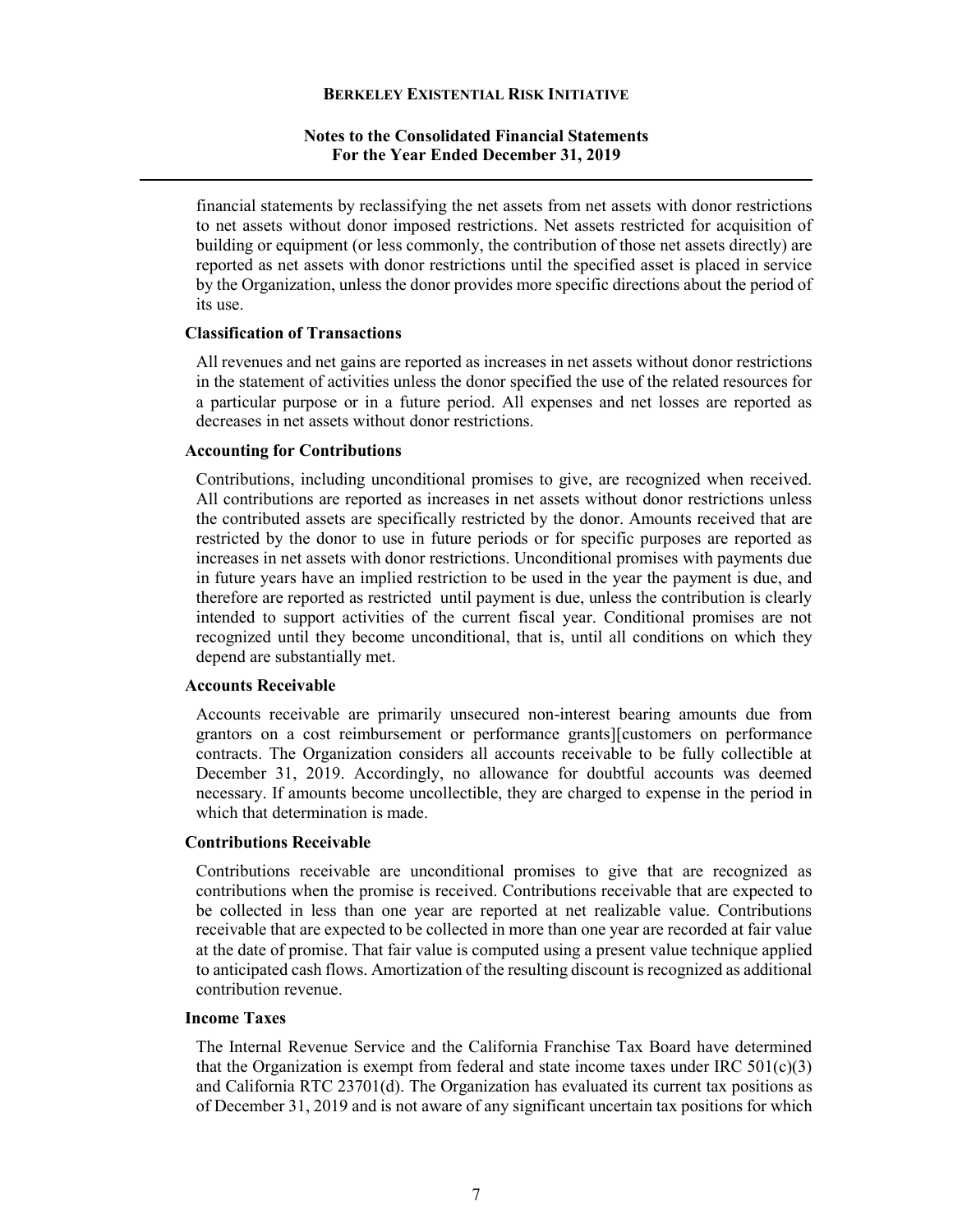financial statements by reclassifying the net assets from net assets with donor restrictions to net assets without donor imposed restrictions. Net assets restricted for acquisition of building or equipment (or less commonly, the contribution of those net assets directly) are reported as net assets with donor restrictions until the specified asset is placed in service by the Organization, unless the donor provides more specific directions about the period of its use.

### Classification of Transactions

All revenues and net gains are reported as increases in net assets without donor restrictions in the statement of activities unless the donor specified the use of the related resources for a particular purpose or in a future period. All expenses and net losses are reported as decreases in net assets without donor restrictions.

### Accounting for Contributions

Contributions, including unconditional promises to give, are recognized when received. All contributions are reported as increases in net assets without donor restrictions unless the contributed assets are specifically restricted by the donor. Amounts received that are restricted by the donor to use in future periods or for specific purposes are reported as increases in net assets with donor restrictions. Unconditional promises with payments due in future years have an implied restriction to be used in the year the payment is due, and therefore are reported as restricted until payment is due, unless the contribution is clearly intended to support activities of the current fiscal year. Conditional promises are not recognized until they become unconditional, that is, until all conditions on which they depend are substantially met.

### Accounts Receivable

Accounts receivable are primarily unsecured non-interest bearing amounts due from grantors on a cost reimbursement or performance grants][customers on performance contracts. The Organization considers all accounts receivable to be fully collectible at December 31, 2019. Accordingly, no allowance for doubtful accounts was deemed necessary. If amounts become uncollectible, they are charged to expense in the period in which that determination is made.

### Contributions Receivable

Contributions receivable are unconditional promises to give that are recognized as contributions when the promise is received. Contributions receivable that are expected to be collected in less than one year are reported at net realizable value. Contributions receivable that are expected to be collected in more than one year are recorded at fair value at the date of promise. That fair value is computed using a present value technique applied to anticipated cash flows. Amortization of the resulting discount is recognized as additional contribution revenue.

### Income Taxes

The Internal Revenue Service and the California Franchise Tax Board have determined that the Organization is exempt from federal and state income taxes under IRC 501(c)(3) and California RTC 23701(d). The Organization has evaluated its current tax positions as of December 31, 2019 and is not aware of any significant uncertain tax positions for which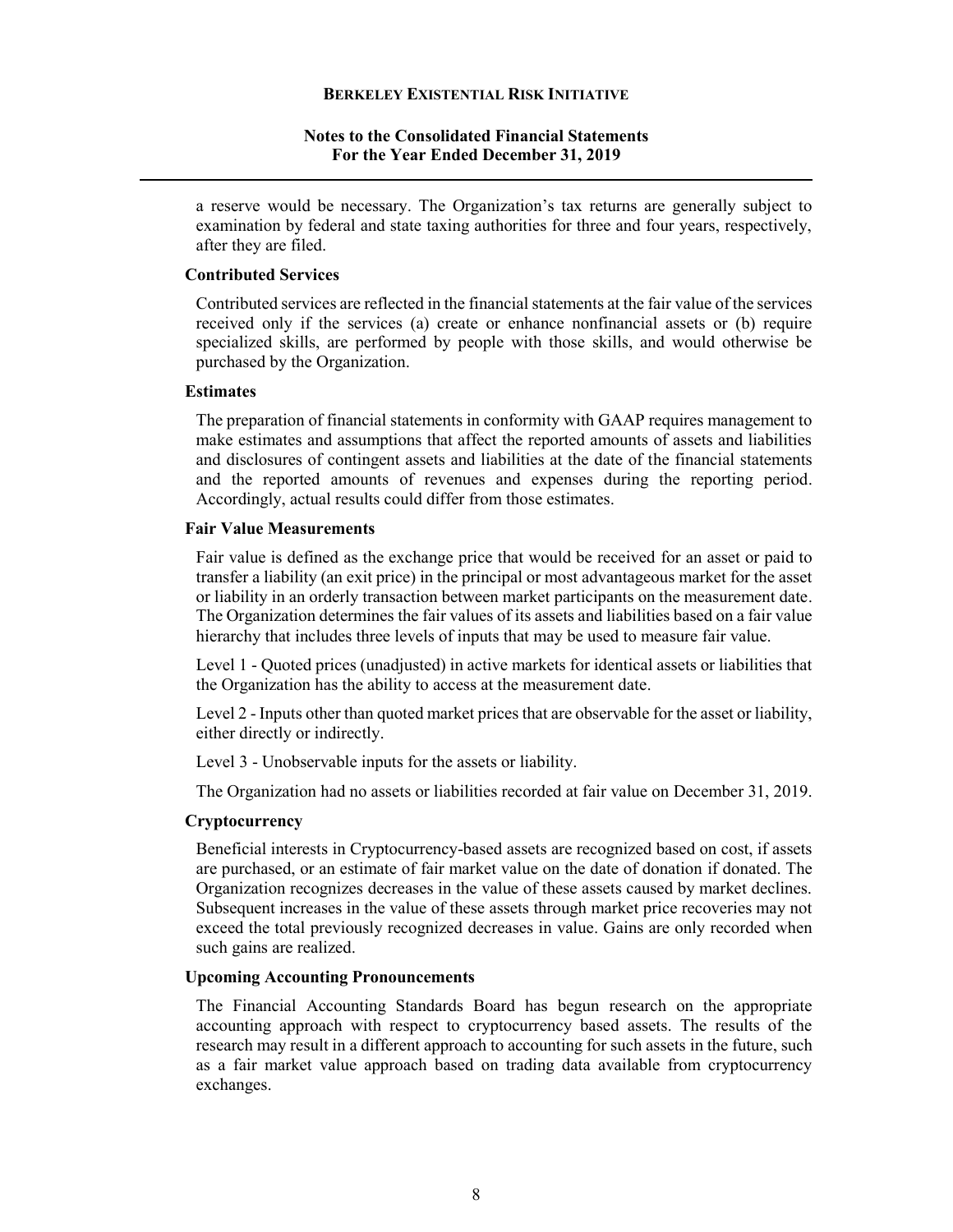a reserve would be necessary. The Organization's tax returns are generally subject to examination by federal and state taxing authorities for three and four years, respectively, after they are filed.

**Contributed Services**

Contributed services are reflected in the financial statements at the fair value of the services received only if the services (a) create or enhance nonfinancial assets or (b) require specialized skills, are performed by people with those skills, and would otherwise be purchased by the Organization.

**Estimates**

The preparation of financial statements in conformity with GAAP requires management to make estimates and assumptions that affect the reported amounts of assets and liabilities and disclosures of contingent assets and liabilities at the date of the financial statements and the reported amounts of revenues and expenses during the reporting period. Accordingly, actual results could differ from those estimates.

**Fair Value Measurements**

Fair value is defined as the exchange price that would be received for an asset or paid to transfer a liability (an exit price) in the principal or most advantageous market for the asset or liability in an orderly transaction between market participants on the measurement date. The Organization determines the fair values of its assets and liabilities based on a fair value hierarchy that includes three levels of inputs that may be used to measure fair value.

Level 1 - Quoted prices (unadjusted) in active markets for identical assets or liabilities that the Organization has the ability to access at the measurement date.

Level 2 - Inputs other than quoted market prices that are observable for the asset or liability, either directly or indirectly.

Level 3 - Unobservable inputs for the assets or liability.

The Organization had no assets or liabilities recorded at fair value on December 31, 2019.

**Cryptocurrency**

Beneficial interests in Cryptocurrency-based assets are recognized based on cost, if assets are purchased, or an estimate of fair market value on the date of donation if donated. The Organization recognizes decreases in the value of these assets caused by market declines. Subsequent increases in the value of these assets through market price recoveries may not exceed the total previously recognized decreases in value. Gains are only recorded when such gains are realized.

**Upcoming Accounting Pronouncements**

The Financial Accounting Standards Board has begun research on the appropriate accounting approach with respect to cryptocurrency based assets. The results of the research may result in a different approach to accounting for such assets in the future, such as a fair market value approach based on trading data available from cryptocurrency exchanges.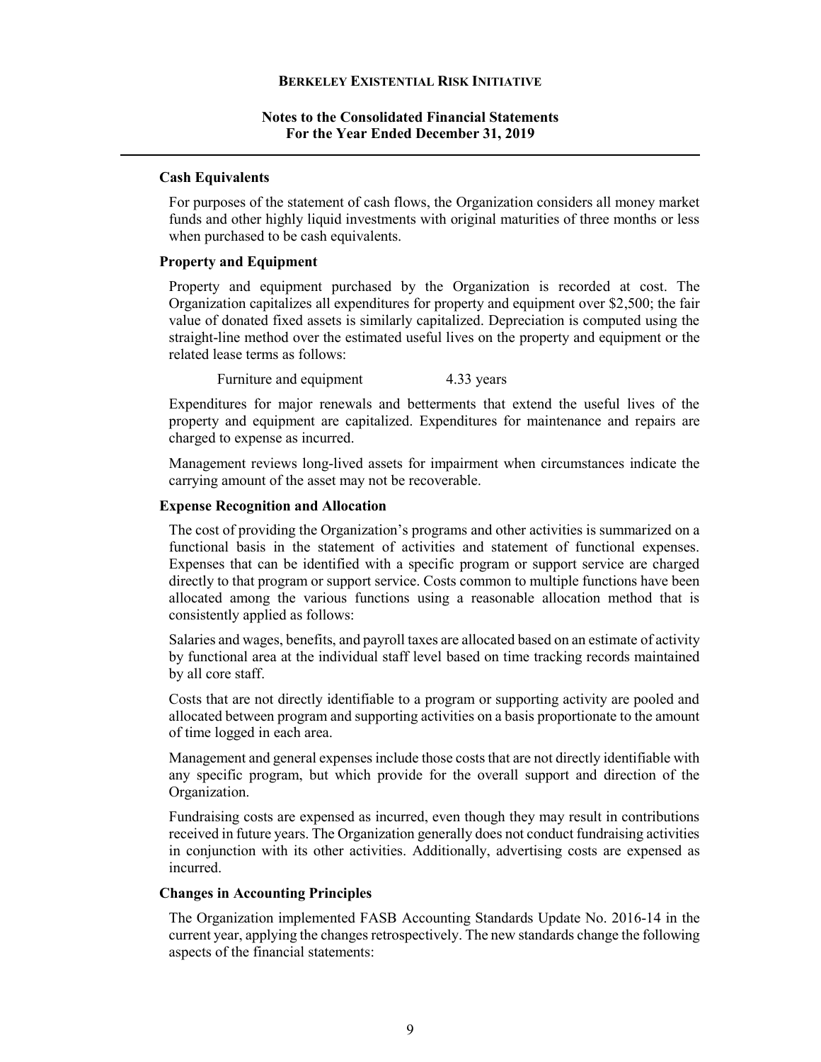### Cash Equivalents

For purposes of the statement of cash flows, the Organization considers all money market funds and other highly liquid investments with original maturities of three months or less when purchased to be cash equivalents.

### Property and Equipment

Property and equipment purchased by the Organization is recorded at cost. The Organization capitalizes all expenditures for property and equipment over $2,500; the fair value of donated fixed assets is similarly capitalized. Depreciation is computed using the straight-line method over the estimated useful lives on the property and equipment or the related lease terms as follows:

| | |
|---|---|
| Furniture and equipment | 4.33 years |

Expenditures for major renewals and betterments that extend the useful lives of the property and equipment are capitalized. Expenditures for maintenance and repairs are charged to expense as incurred.

Management reviews long-lived assets for impairment when circumstances indicate the carrying amount of the asset may not be recoverable.

### Expense Recognition and Allocation

The cost of providing the Organization's programs and other activities is summarized on a functional basis in the statement of activities and statement of functional expenses. Expenses that can be identified with a specific program or support service are charged directly to that program or support service. Costs common to multiple functions have been allocated among the various functions using a reasonable allocation method that is consistently applied as follows:

Salaries and wages, benefits, and payroll taxes are allocated based on an estimate of activity by functional area at the individual staff level based on time tracking records maintained by all core staff.

Costs that are not directly identifiable to a program or supporting activity are pooled and allocated between program and supporting activities on a basis proportionate to the amount of time logged in each area.

Management and general expenses include those costs that are not directly identifiable with any specific program, but which provide for the overall support and direction of the Organization.

Fundraising costs are expensed as incurred, even though they may result in contributions received in future years. The Organization generally does not conduct fundraising activities in conjunction with its other activities. Additionally, advertising costs are expensed as incurred.

### Changes in Accounting Principles

The Organization implemented FASB Accounting Standards Update No. 2016-14 in the current year, applying the changes retrospectively. The new standards change the following aspects of the financial statements: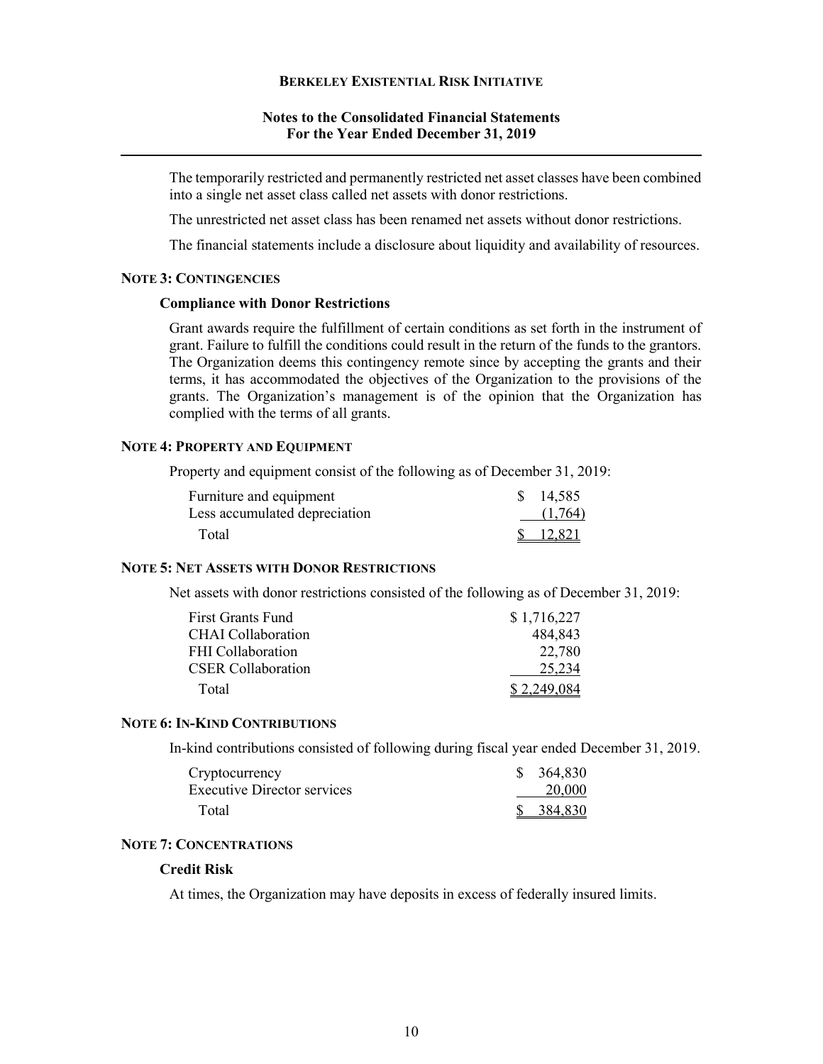The temporarily restricted and permanently restricted net asset classes have been combined into a single net asset class called net assets with donor restrictions.

The unrestricted net asset class has been renamed net assets without donor restrictions.

The financial statements include a disclosure about liquidity and availability of resources.

## NOTE 3: CONTINGENCIES

### Compliance with Donor Restrictions

Grant awards require the fulfillment of certain conditions as set forth in the instrument of grant. Failure to fulfill the conditions could result in the return of the funds to the grantors. The Organization deems this contingency remote since by accepting the grants and their terms, it has accommodated the objectives of the Organization to the provisions of the grants. The Organization's management is of the opinion that the Organization has complied with the terms of all grants.

## NOTE 4: PROPERTY AND EQUIPMENT

Property and equipment consist of the following as of December 31, 2019:

| | |
|---|---|
| Furniture and equipment | $ 14,585 |
| Less accumulated depreciation | (1,764) |
| Total | $ 12,821 |

## NOTE 5: NET ASSETS WITH DONOR RESTRICTIONS

Net assets with donor restrictions consisted of the following as of December 31, 2019:

| | |
|---|---|
| First Grants Fund | $ 1,716,227 |
| CHAI Collaboration | 484,843 |
| FHI Collaboration | 22,780 |
| CSER Collaboration | 25,234 |
| Total | $ 2,249,084 |

## NOTE 6: IN-KIND CONTRIBUTIONS

In-kind contributions consisted of following during fiscal year ended December 31, 2019.

| | |
|---|---|
| Cryptocurrency | $ 364,830 |
| Executive Director services | 20,000 |
| Total | $ 384,830 |

## NOTE 7: CONCENTRATIONS

### Credit Risk

At times, the Organization may have deposits in excess of federally insured limits.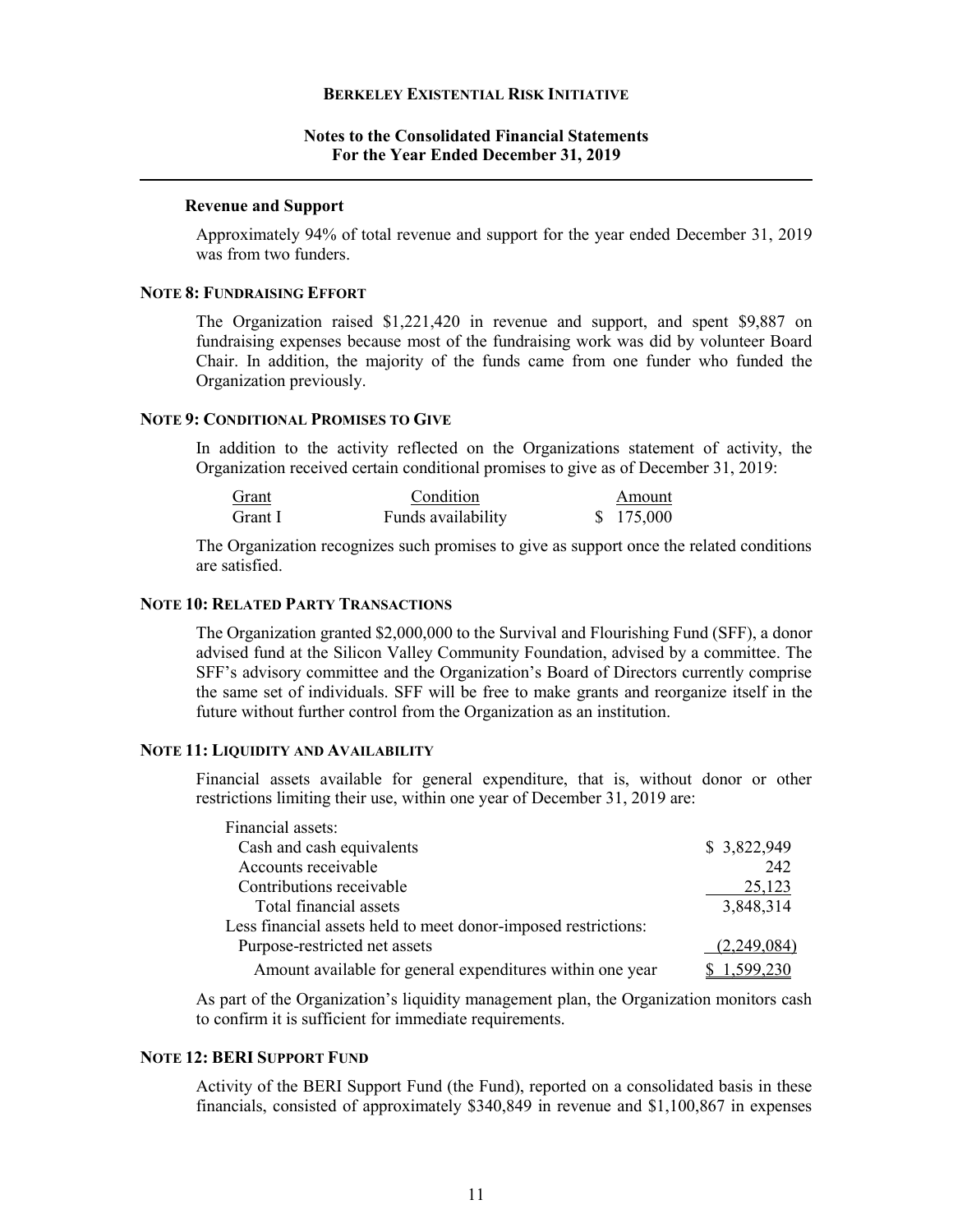### Revenue and Support

Approximately 94% of total revenue and support for the year ended December 31, 2019 was from two funders.

## NOTE 8: FUNDRAISING EFFORT

The Organization raised $1,221,420 in revenue and support, and spent $9,887 on fundraising expenses because most of the fundraising work was did by volunteer Board Chair. In addition, the majority of the funds came from one funder who funded the Organization previously.

## NOTE 9: CONDITIONAL PROMISES TO GIVE

In addition to the activity reflected on the Organizations statement of activity, the Organization received certain conditional promises to give as of December 31, 2019:

| Grant | Condition | Amount |
|---|---|---|
| Grant I | Funds availability | $ 175,000 |

The Organization recognizes such promises to give as support once the related conditions are satisfied.

## NOTE 10: RELATED PARTY TRANSACTIONS

The Organization granted $2,000,000 to the Survival and Flourishing Fund (SFF), a donor advised fund at the Silicon Valley Community Foundation, advised by a committee. The SFF's advisory committee and the Organization's Board of Directors currently comprise the same set of individuals. SFF will be free to make grants and reorganize itself in the future without further control from the Organization as an institution.

## NOTE 11: LIQUIDITY AND AVAILABILITY

Financial assets available for general expenditure, that is, without donor or other restrictions limiting their use, within one year of December 31, 2019 are:

| | |
|---|---|
| Financial assets: | |
| Cash and cash equivalents | $ 3,822,949 |
| Accounts receivable | 242 |
| Contributions receivable | 25,123 |
| Total financial assets | 3,848,314 |
| Less financial assets held to meet donor-imposed restrictions: | |
| Purpose-restricted net assets | (2,249,084) |
| Amount available for general expenditures within one year | $ 1,599,230 |

As part of the Organization's liquidity management plan, the Organization monitors cash to confirm it is sufficient for immediate requirements.

## NOTE 12: BERI SUPPORT FUND

Activity of the BERI Support Fund (the Fund), reported on a consolidated basis in these financials, consisted of approximately $340,849 in revenue and $1,100,867 in expenses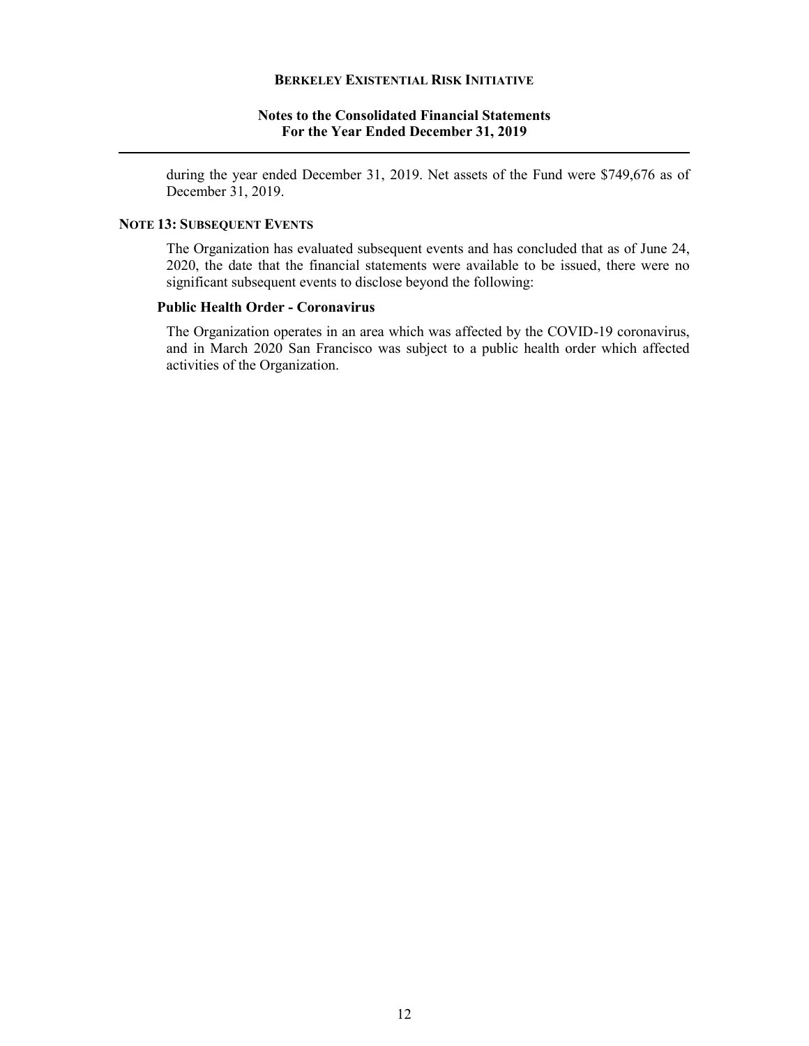during the year ended December 31, 2019. Net assets of the Fund were $749,676 as of December 31, 2019.

## NOTE 13: SUBSEQUENT EVENTS

The Organization has evaluated subsequent events and has concluded that as of June 24, 2020, the date that the financial statements were available to be issued, there were no significant subsequent events to disclose beyond the following:

### Public Health Order - Coronavirus

The Organization operates in an area which was affected by the COVID-19 coronavirus, and in March 2020 San Francisco was subject to a public health order which affected activities of the Organization.